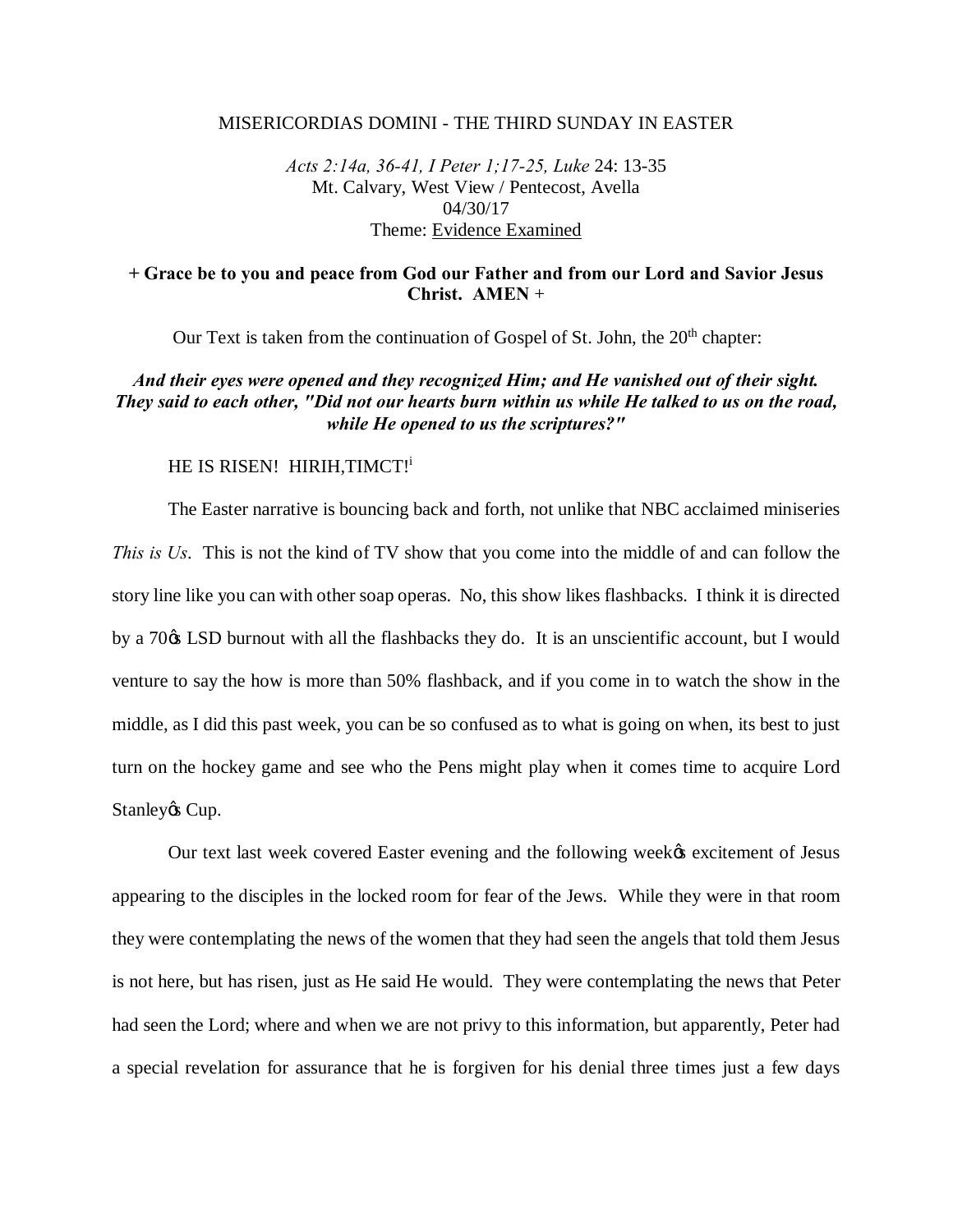MISERICORDIAS DOMINI - THE THIRD SUNDAY IN EASTER

*Acts 2:14a, 36-41, I Peter 1;17-25, Luke* 24: 13-35
Mt. Calvary, West View / Pentecost, Avella
04/30/17
Theme: Evidence Examined

**+ Grace be to you and peace from God our Father and from our Lord and Savior Jesus Christ. AMEN** +

Our Text is taken from the continuation of Gospel of St. John, the 20th chapter:

***And their eyes were opened and they recognized Him; and He vanished out of their sight. They said to each other, "Did not our hearts burn within us while He talked to us on the road, while He opened to us the scriptures?"***

HE IS RISEN! HIRIH,TIMCT![i]

The Easter narrative is bouncing back and forth, not unlike that NBC acclaimed miniseries *This is Us*. This is not the kind of TV show that you come into the middle of and can follow the story line like you can with other soap operas. No, this show likes flashbacks. I think it is directed by a 70ϕs LSD burnout with all the flashbacks they do. It is an unscientific account, but I would venture to say the how is more than 50% flashback, and if you come in to watch the show in the middle, as I did this past week, you can be so confused as to what is going on when, its best to just turn on the hockey game and see who the Pens might play when it comes time to acquire Lord Stanleyϕs Cup.

Our text last week covered Easter evening and the following weekϕs excitement of Jesus appearing to the disciples in the locked room for fear of the Jews. While they were in that room they were contemplating the news of the women that they had seen the angels that told them Jesus is not here, but has risen, just as He said He would. They were contemplating the news that Peter had seen the Lord; where and when we are not privy to this information, but apparently, Peter had a special revelation for assurance that he is forgiven for his denial three times just a few days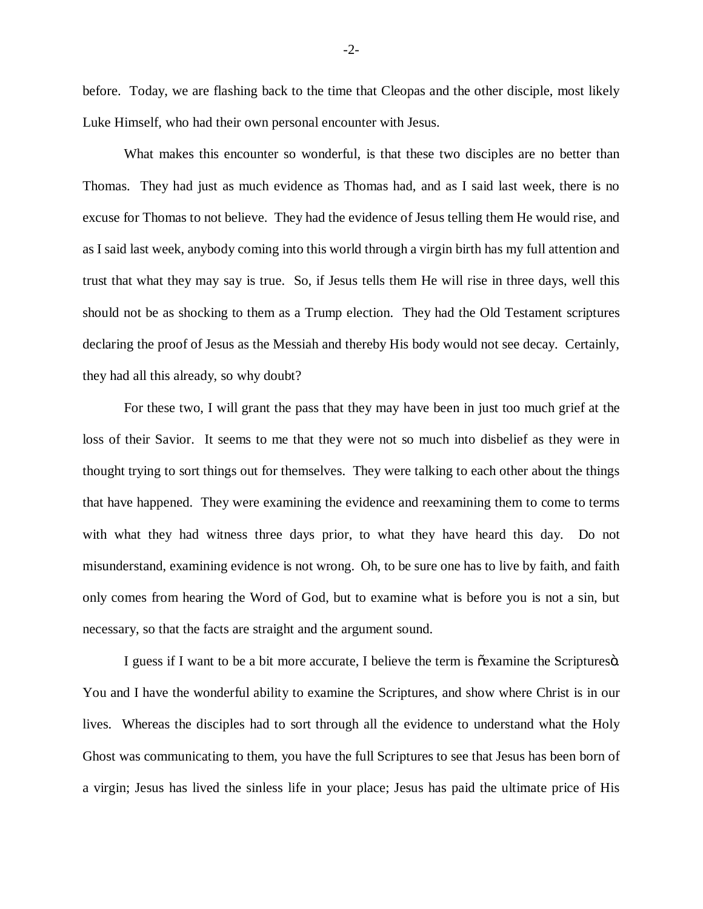before. Today, we are flashing back to the time that Cleopas and the other disciple, most likely Luke Himself, who had their own personal encounter with Jesus.

What makes this encounter so wonderful, is that these two disciples are no better than Thomas. They had just as much evidence as Thomas had, and as I said last week, there is no excuse for Thomas to not believe. They had the evidence of Jesus telling them He would rise, and as I said last week, anybody coming into this world through a virgin birth has my full attention and trust that what they may say is true. So, if Jesus tells them He will rise in three days, well this should not be as shocking to them as a Trump election. They had the Old Testament scriptures declaring the proof of Jesus as the Messiah and thereby His body would not see decay. Certainly, they had all this already, so why doubt?

For these two, I will grant the pass that they may have been in just too much grief at the loss of their Savior. It seems to me that they were not so much into disbelief as they were in thought trying to sort things out for themselves. They were talking to each other about the things that have happened. They were examining the evidence and reexamining them to come to terms with what they had witness three days prior, to what they have heard this day. Do not misunderstand, examining evidence is not wrong. Oh, to be sure one has to live by faith, and faith only comes from hearing the Word of God, but to examine what is before you is not a sin, but necessary, so that the facts are straight and the argument sound.

I guess if I want to be a bit more accurate, I believe the term is "examine the Scriptures". You and I have the wonderful ability to examine the Scriptures, and show where Christ is in our lives. Whereas the disciples had to sort through all the evidence to understand what the Holy Ghost was communicating to them, you have the full Scriptures to see that Jesus has been born of a virgin; Jesus has lived the sinless life in your place; Jesus has paid the ultimate price of His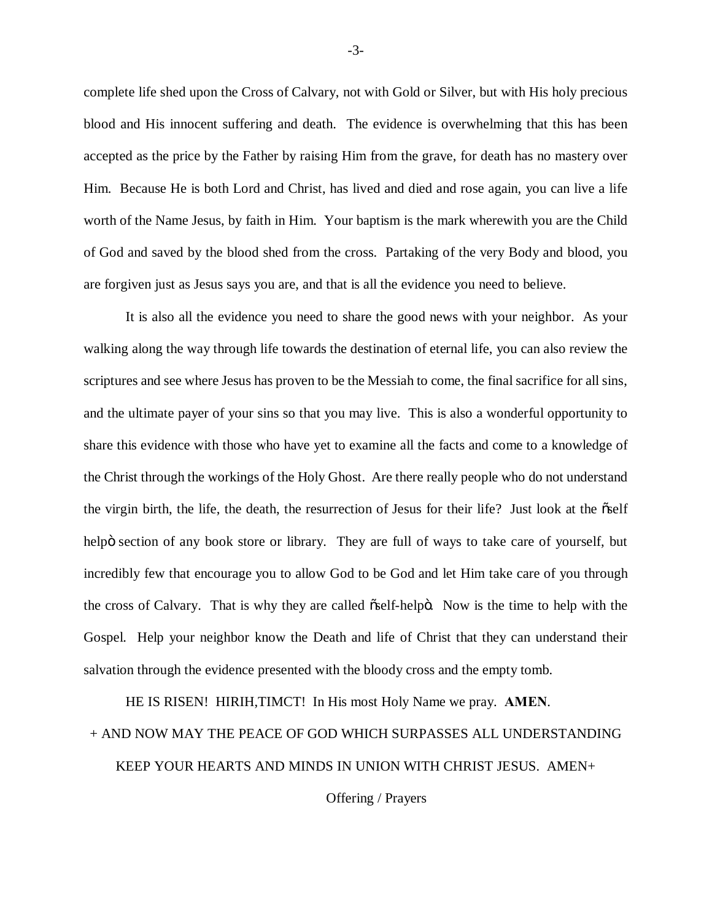complete life shed upon the Cross of Calvary, not with Gold or Silver, but with His holy precious blood and His innocent suffering and death. The evidence is overwhelming that this has been accepted as the price by the Father by raising Him from the grave, for death has no mastery over Him. Because He is both Lord and Christ, has lived and died and rose again, you can live a life worth of the Name Jesus, by faith in Him. Your baptism is the mark wherewith you are the Child of God and saved by the blood shed from the cross. Partaking of the very Body and blood, you are forgiven just as Jesus says you are, and that is all the evidence you need to believe.

It is also all the evidence you need to share the good news with your neighbor. As your walking along the way through life towards the destination of eternal life, you can also review the scriptures and see where Jesus has proven to be the Messiah to come, the final sacrifice for all sins, and the ultimate payer of your sins so that you may live. This is also a wonderful opportunity to share this evidence with those who have yet to examine all the facts and come to a knowledge of the Christ through the workings of the Holy Ghost. Are there really people who do not understand the virgin birth, the life, the death, the resurrection of Jesus for their life? Just look at the õself helpö section of any book store or library. They are full of ways to take care of yourself, but incredibly few that encourage you to allow God to be God and let Him take care of you through the cross of Calvary. That is why they are called õself-helpö. Now is the time to help with the Gospel. Help your neighbor know the Death and life of Christ that they can understand their salvation through the evidence presented with the bloody cross and the empty tomb.

HE IS RISEN! HIRIH,TIMCT! In His most Holy Name we pray. **AMEN**.

+ AND NOW MAY THE PEACE OF GOD WHICH SURPASSES ALL UNDERSTANDING KEEP YOUR HEARTS AND MINDS IN UNION WITH CHRIST JESUS. AMEN+

Offering / Prayers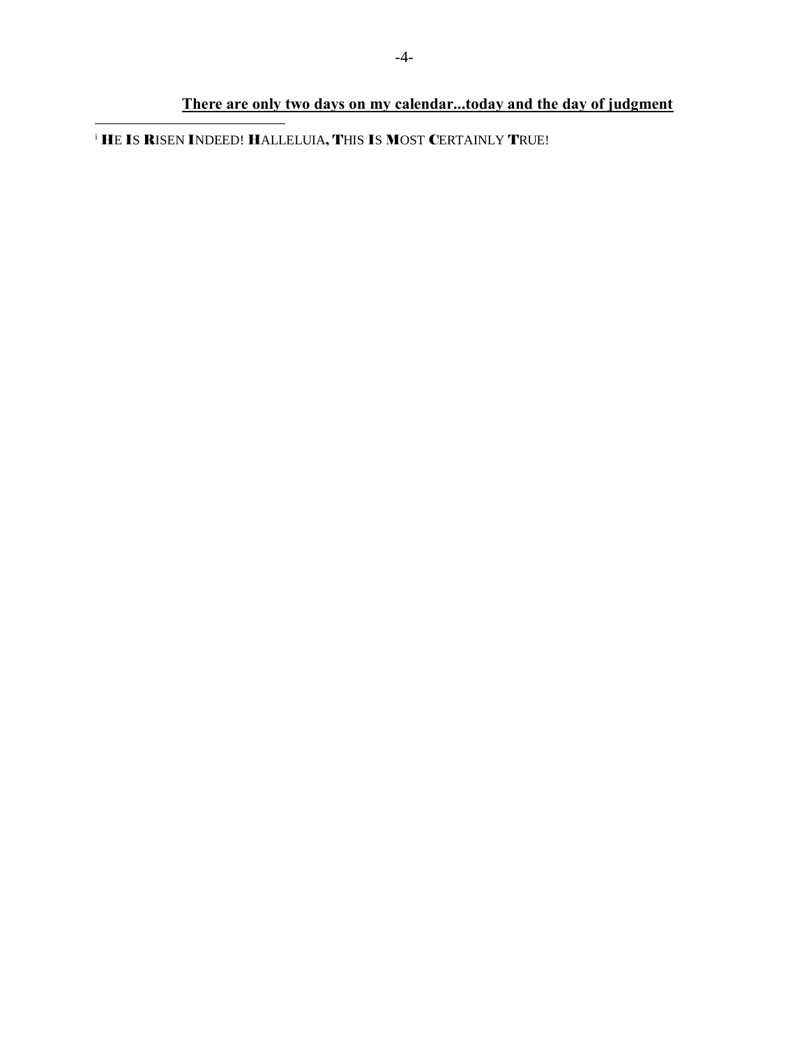**There are only two days on my calendar...today and the day of judgment**

---

[i] **H**E **I**S **R**ISEN **I**NDEED! **H**ALLELUIA**, T**HIS **I**S **M**OST **C**ERTAINLY **T**RUE!